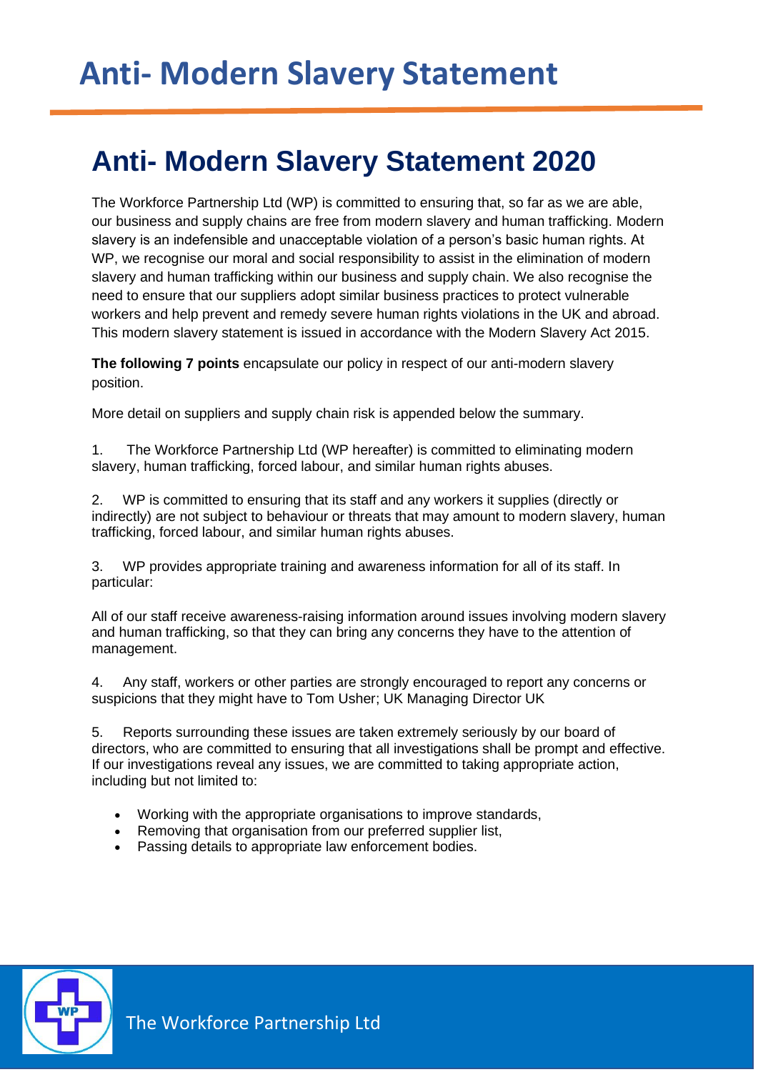# Anti- Modern Slavery Statement

## Anti- Modern Slavery Statement 2020

The Workforce Partnership Ltd (WP) is committed to ensuring that, so far as we are able, our business and supply chains are free from modern slavery and human trafficking. Modern slavery is an indefensible and unacceptable violation of a person's basic human rights. At WP, we recognise our moral and social responsibility to assist in the elimination of modern slavery and human trafficking within our business and supply chain. We also recognise the need to ensure that our suppliers adopt similar business practices to protect vulnerable workers and help prevent and remedy severe human rights violations in the UK and abroad. This modern slavery statement is issued in accordance with the Modern Slavery Act 2015.

**The following 7 points** encapsulate our policy in respect of our anti-modern slavery position.

More detail on suppliers and supply chain risk is appended below the summary.

1. The Workforce Partnership Ltd (WP hereafter) is committed to eliminating modern slavery, human trafficking, forced labour, and similar human rights abuses.

2. WP is committed to ensuring that its staff and any workers it supplies (directly or indirectly) are not subject to behaviour or threats that may amount to modern slavery, human trafficking, forced labour, and similar human rights abuses.

3. WP provides appropriate training and awareness information for all of its staff. In particular:

All of our staff receive awareness-raising information around issues involving modern slavery and human trafficking, so that they can bring any concerns they have to the attention of management.

4. Any staff, workers or other parties are strongly encouraged to report any concerns or suspicions that they might have to Tom Usher; UK Managing Director UK

5. Reports surrounding these issues are taken extremely seriously by our board of directors, who are committed to ensuring that all investigations shall be prompt and effective. If our investigations reveal any issues, we are committed to taking appropriate action, including but not limited to:

- Working with the appropriate organisations to improve standards,
- Removing that organisation from our preferred supplier list,
- Passing details to appropriate law enforcement bodies.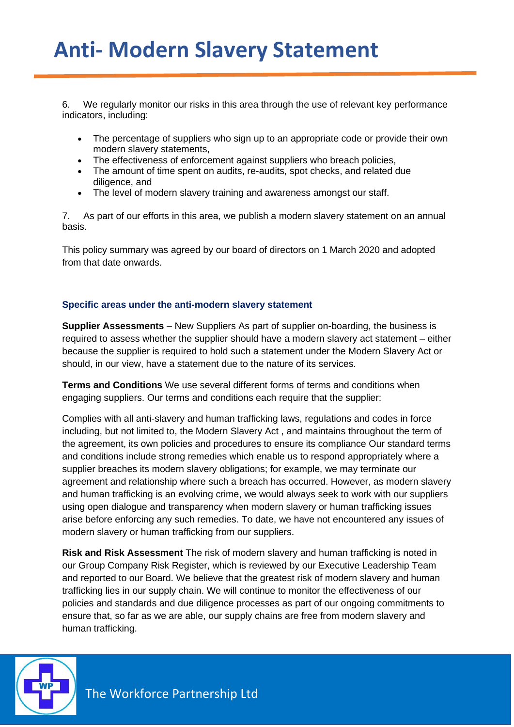# Anti- Modern Slavery Statement

6. We regularly monitor our risks in this area through the use of relevant key performance indicators, including:

- The percentage of suppliers who sign up to an appropriate code or provide their own modern slavery statements,
- The effectiveness of enforcement against suppliers who breach policies,
- The amount of time spent on audits, re-audits, spot checks, and related due diligence, and
- The level of modern slavery training and awareness amongst our staff.

7. As part of our efforts in this area, we publish a modern slavery statement on an annual basis.

This policy summary was agreed by our board of directors on 1 March 2020 and adopted from that date onwards.

### Specific areas under the anti-modern slavery statement

**Supplier Assessments** – New Suppliers As part of supplier on-boarding, the business is required to assess whether the supplier should have a modern slavery act statement – either because the supplier is required to hold such a statement under the Modern Slavery Act or should, in our view, have a statement due to the nature of its services.

**Terms and Conditions** We use several different forms of terms and conditions when engaging suppliers. Our terms and conditions each require that the supplier:

Complies with all anti-slavery and human trafficking laws, regulations and codes in force including, but not limited to, the Modern Slavery Act , and maintains throughout the term of the agreement, its own policies and procedures to ensure its compliance Our standard terms and conditions include strong remedies which enable us to respond appropriately where a supplier breaches its modern slavery obligations; for example, we may terminate our agreement and relationship where such a breach has occurred. However, as modern slavery and human trafficking is an evolving crime, we would always seek to work with our suppliers using open dialogue and transparency when modern slavery or human trafficking issues arise before enforcing any such remedies. To date, we have not encountered any issues of modern slavery or human trafficking from our suppliers.

**Risk and Risk Assessment** The risk of modern slavery and human trafficking is noted in our Group Company Risk Register, which is reviewed by our Executive Leadership Team and reported to our Board. We believe that the greatest risk of modern slavery and human trafficking lies in our supply chain. We will continue to monitor the effectiveness of our policies and standards and due diligence processes as part of our ongoing commitments to ensure that, so far as we are able, our supply chains are free from modern slavery and human trafficking.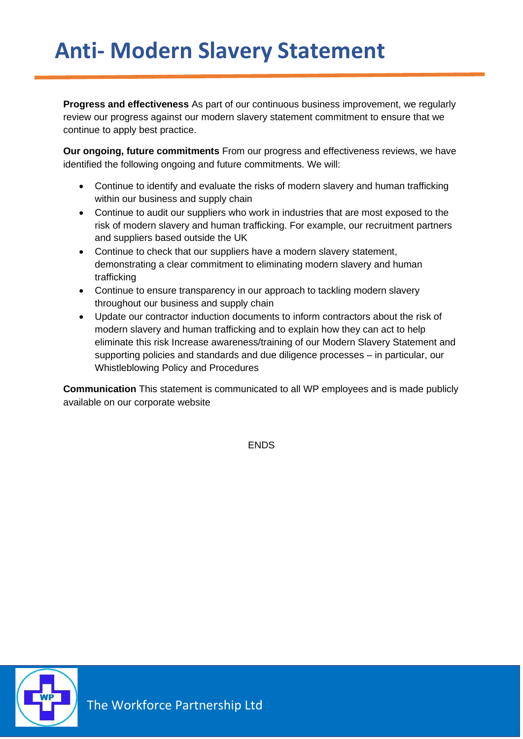# Anti- Modern Slavery Statement

**Progress and effectiveness** As part of our continuous business improvement, we regularly review our progress against our modern slavery statement commitment to ensure that we continue to apply best practice.

**Our ongoing, future commitments** From our progress and effectiveness reviews, we have identified the following ongoing and future commitments. We will:

- Continue to identify and evaluate the risks of modern slavery and human trafficking within our business and supply chain
- Continue to audit our suppliers who work in industries that are most exposed to the risk of modern slavery and human trafficking. For example, our recruitment partners and suppliers based outside the UK
- Continue to check that our suppliers have a modern slavery statement, demonstrating a clear commitment to eliminating modern slavery and human trafficking
- Continue to ensure transparency in our approach to tackling modern slavery throughout our business and supply chain
- Update our contractor induction documents to inform contractors about the risk of modern slavery and human trafficking and to explain how they can act to help eliminate this risk Increase awareness/training of our Modern Slavery Statement and supporting policies and standards and due diligence processes – in particular, our Whistleblowing Policy and Procedures

**Communication** This statement is communicated to all WP employees and is made publicly available on our corporate website

ENDS